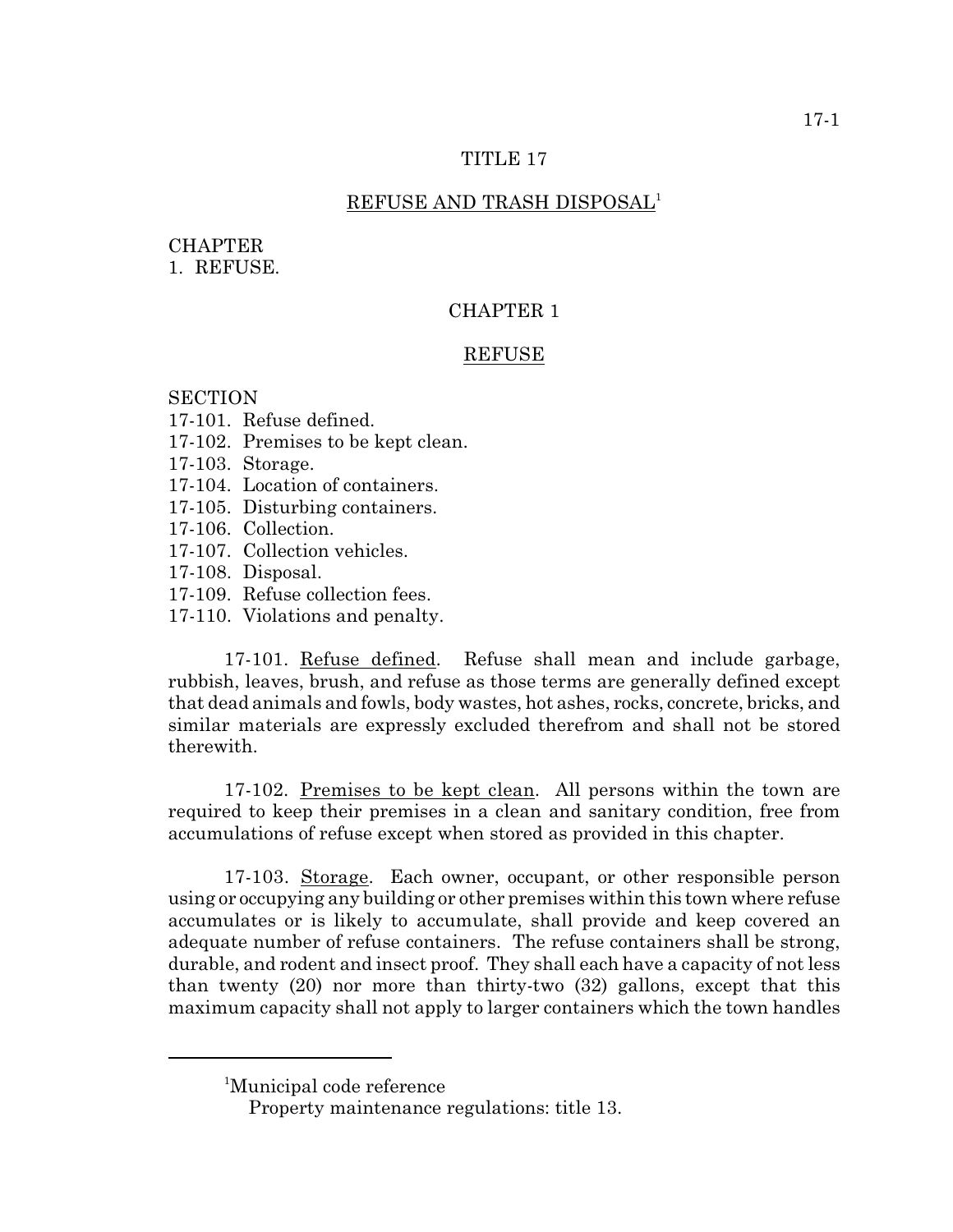# TITLE 17

## REFUSE AND TRASH DISPOSAL[1]

CHAPTER
1. REFUSE.

## CHAPTER 1

## REFUSE

SECTION
17-101. Refuse defined.
17-102. Premises to be kept clean.
17-103. Storage.
17-104. Location of containers.
17-105. Disturbing containers.
17-106. Collection.
17-107. Collection vehicles.
17-108. Disposal.
17-109. Refuse collection fees.
17-110. Violations and penalty.

17-101. Refuse defined. Refuse shall mean and include garbage, rubbish, leaves, brush, and refuse as those terms are generally defined except that dead animals and fowls, body wastes, hot ashes, rocks, concrete, bricks, and similar materials are expressly excluded therefrom and shall not be stored therewith.

17-102. Premises to be kept clean. All persons within the town are required to keep their premises in a clean and sanitary condition, free from accumulations of refuse except when stored as provided in this chapter.

17-103. Storage. Each owner, occupant, or other responsible person using or occupying any building or other premises within this town where refuse accumulates or is likely to accumulate, shall provide and keep covered an adequate number of refuse containers. The refuse containers shall be strong, durable, and rodent and insect proof. They shall each have a capacity of not less than twenty (20) nor more than thirty-two (32) gallons, except that this maximum capacity shall not apply to larger containers which the town handles

---

[1]Municipal code reference
Property maintenance regulations: title 13.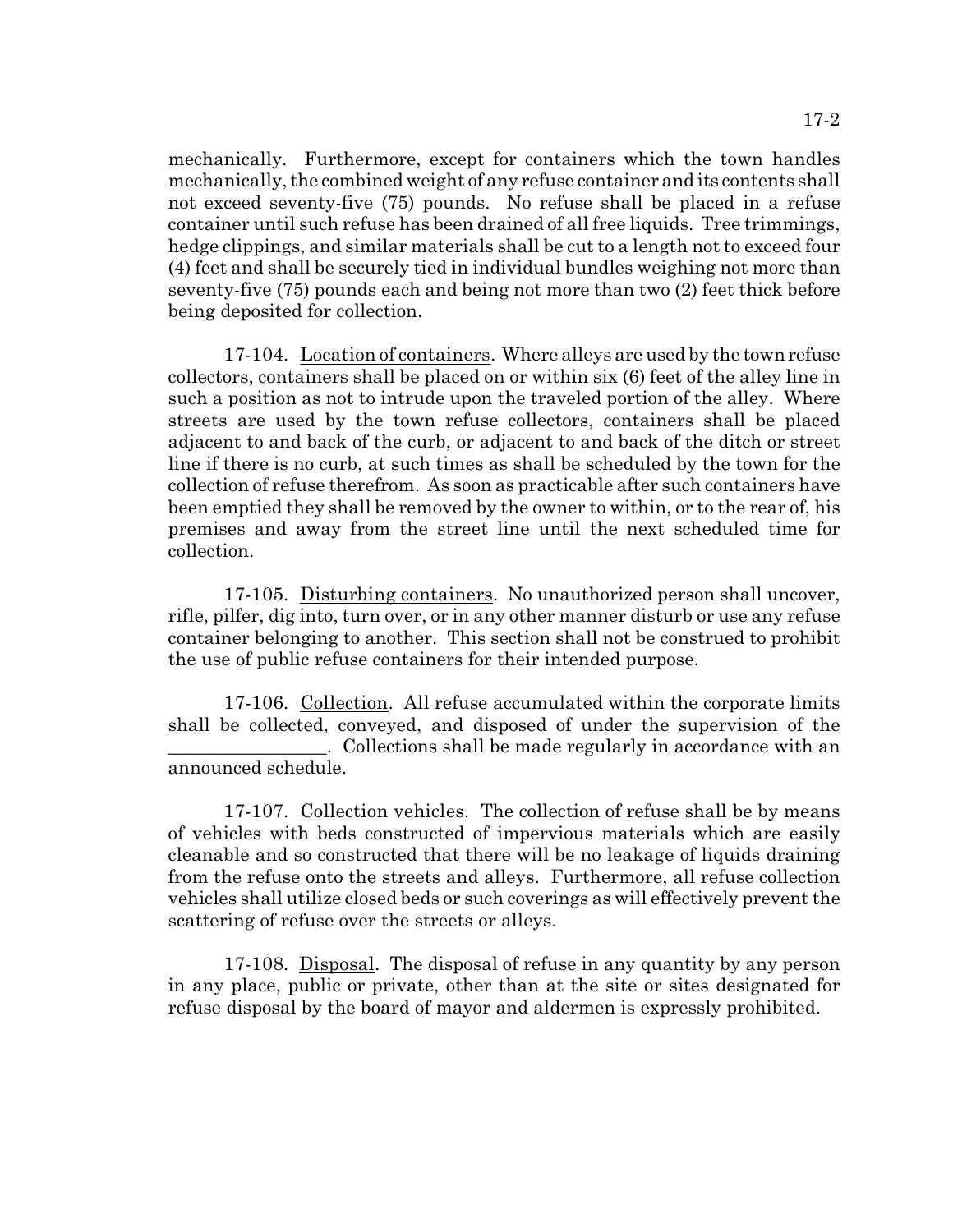mechanically. Furthermore, except for containers which the town handles mechanically, the combined weight of any refuse container and its contents shall not exceed seventy-five (75) pounds. No refuse shall be placed in a refuse container until such refuse has been drained of all free liquids. Tree trimmings, hedge clippings, and similar materials shall be cut to a length not to exceed four (4) feet and shall be securely tied in individual bundles weighing not more than seventy-five (75) pounds each and being not more than two (2) feet thick before being deposited for collection.

17-104. Location of containers. Where alleys are used by the town refuse collectors, containers shall be placed on or within six (6) feet of the alley line in such a position as not to intrude upon the traveled portion of the alley. Where streets are used by the town refuse collectors, containers shall be placed adjacent to and back of the curb, or adjacent to and back of the ditch or street line if there is no curb, at such times as shall be scheduled by the town for the collection of refuse therefrom. As soon as practicable after such containers have been emptied they shall be removed by the owner to within, or to the rear of, his premises and away from the street line until the next scheduled time for collection.

17-105. Disturbing containers. No unauthorized person shall uncover, rifle, pilfer, dig into, turn over, or in any other manner disturb or use any refuse container belonging to another. This section shall not be construed to prohibit the use of public refuse containers for their intended purpose.

17-106. Collection. All refuse accumulated within the corporate limits shall be collected, conveyed, and disposed of under the supervision of the _________________. Collections shall be made regularly in accordance with an announced schedule.

17-107. Collection vehicles. The collection of refuse shall be by means of vehicles with beds constructed of impervious materials which are easily cleanable and so constructed that there will be no leakage of liquids draining from the refuse onto the streets and alleys. Furthermore, all refuse collection vehicles shall utilize closed beds or such coverings as will effectively prevent the scattering of refuse over the streets or alleys.

17-108. Disposal. The disposal of refuse in any quantity by any person in any place, public or private, other than at the site or sites designated for refuse disposal by the board of mayor and aldermen is expressly prohibited.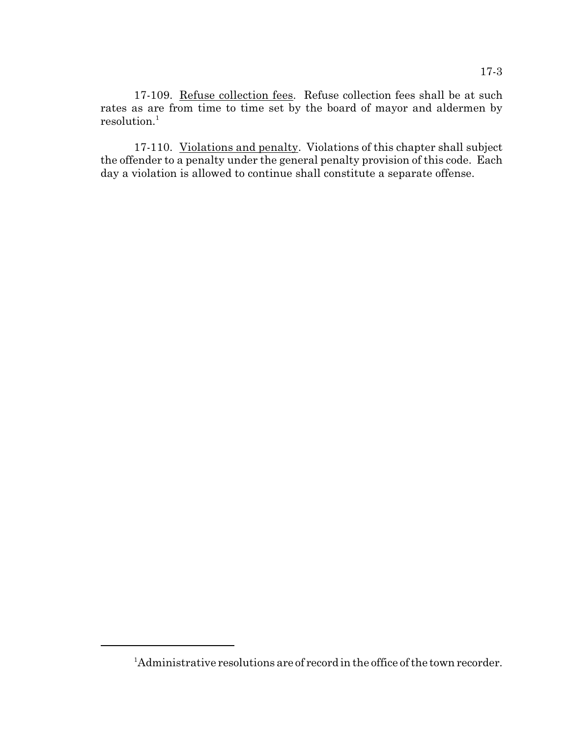17-109. Refuse collection fees. Refuse collection fees shall be at such rates as are from time to time set by the board of mayor and aldermen by resolution.[1]

17-110. Violations and penalty. Violations of this chapter shall subject the offender to a penalty under the general penalty provision of this code. Each day a violation is allowed to continue shall constitute a separate offense.

---

[1]Administrative resolutions are of record in the office of the town recorder.